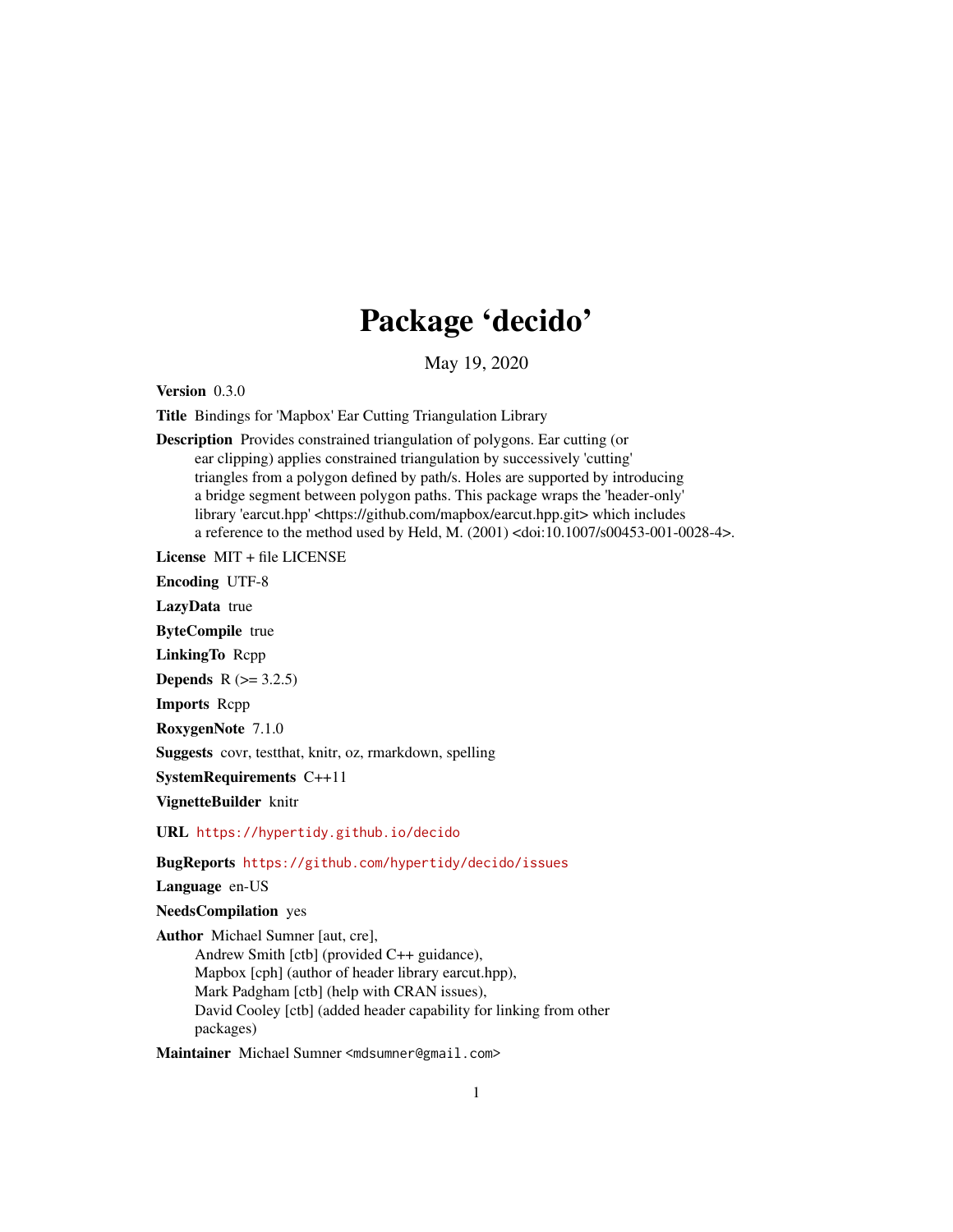# Package 'decido'

May 19, 2020

**Version** 0.3.0

**Title** Bindings for 'Mapbox' Ear Cutting Triangulation Library

**Description** Provides constrained triangulation of polygons. Ear cutting (or ear clipping) applies constrained triangulation by successively 'cutting' triangles from a polygon defined by path/s. Holes are supported by introducing a bridge segment between polygon paths. This package wraps the 'header-only' library 'earcut.hpp' <https://github.com/mapbox/earcut.hpp.git> which includes a reference to the method used by Held, M. (2001) <doi:10.1007/s00453-001-0028-4>.

**License** MIT + file LICENSE

**Encoding** UTF-8

**LazyData** true

**ByteCompile** true

**LinkingTo** Rcpp

**Depends** R (>= 3.2.5)

**Imports** Rcpp

**RoxygenNote** 7.1.0

**Suggests** covr, testthat, knitr, oz, rmarkdown, spelling

**SystemRequirements** C++11

**VignetteBuilder** knitr

**URL** https://hypertidy.github.io/decido

**BugReports** https://github.com/hypertidy/decido/issues

**Language** en-US

**NeedsCompilation** yes

**Author** Michael Sumner [aut, cre],
Andrew Smith [ctb] (provided C++ guidance),
Mapbox [cph] (author of header library earcut.hpp),
Mark Padgham [ctb] (help with CRAN issues),
David Cooley [ctb] (added header capability for linking from other packages)

**Maintainer** Michael Sumner <mdsumner@gmail.com>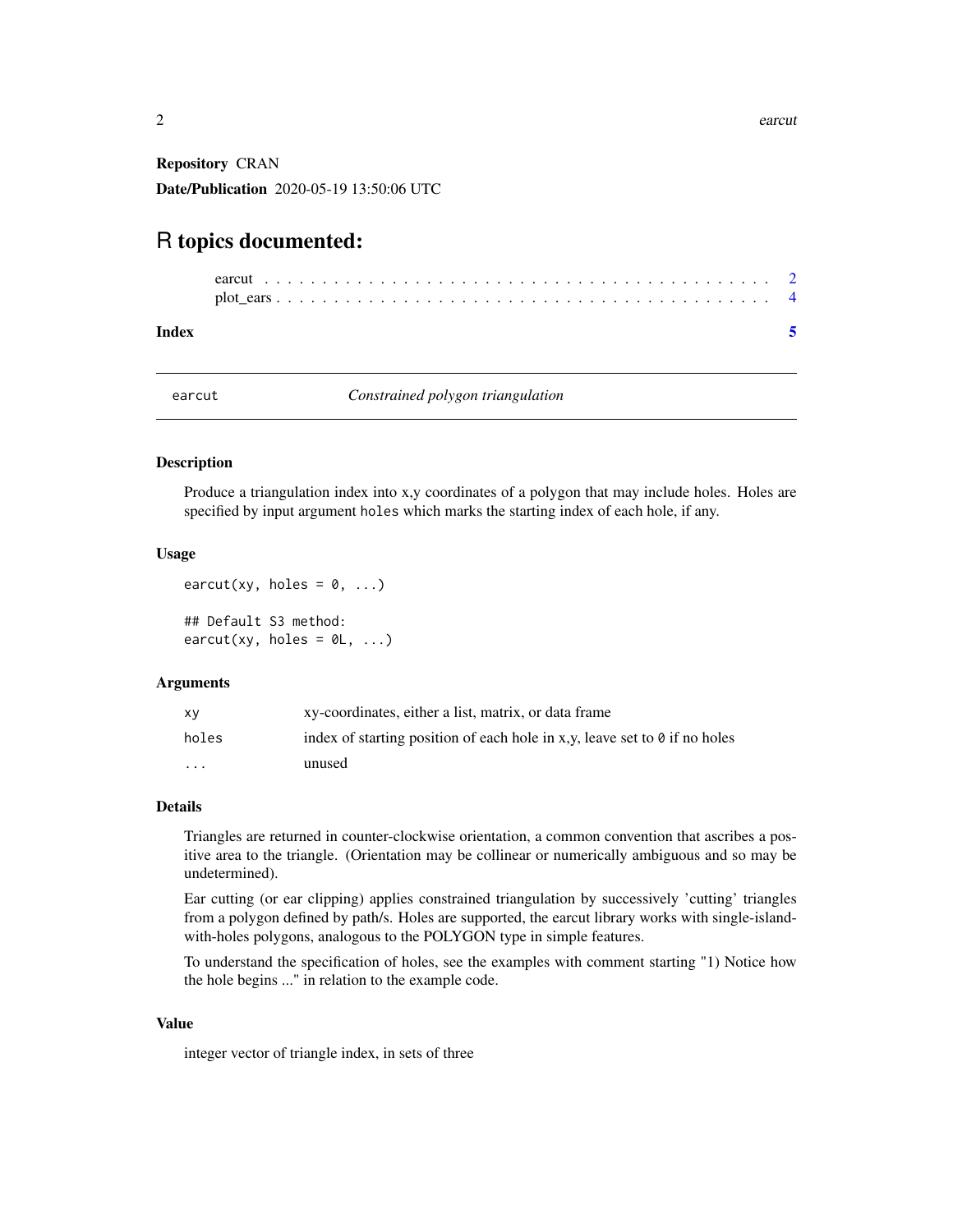**Repository** CRAN

**Date/Publication** 2020-05-19 13:50:06 UTC

# R topics documented:

earcut . . . . . . . . . . . . . . . . . . . . . . . . . . . . . . . . . . . . . . . . . . 2
plot_ears . . . . . . . . . . . . . . . . . . . . . . . . . . . . . . . . . . . . . . . . . 4

**Index** 5

---

earcut *Constrained polygon triangulation*

---

### Description

Produce a triangulation index into x,y coordinates of a polygon that may include holes. Holes are specified by input argument `holes` which marks the starting index of each hole, if any.

### Usage

```
earcut(xy, holes = 0, ...)

## Default S3 method:
earcut(xy, holes = 0L, ...)
```

### Arguments

| | |
|---|---|
| `xy` | xy-coordinates, either a list, matrix, or data frame |
| `holes` | index of starting position of each hole in x,y, leave set to `0` if no holes |
| `...` | unused |

### Details

Triangles are returned in counter-clockwise orientation, a common convention that ascribes a positive area to the triangle. (Orientation may be collinear or numerically ambiguous and so may be undetermined).

Ear cutting (or ear clipping) applies constrained triangulation by successively 'cutting' triangles from a polygon defined by path/s. Holes are supported, the earcut library works with single-island-with-holes polygons, analogous to the POLYGON type in simple features.

To understand the specification of holes, see the examples with comment starting "1) Notice how the hole begins ..." in relation to the example code.

### Value

integer vector of triangle index, in sets of three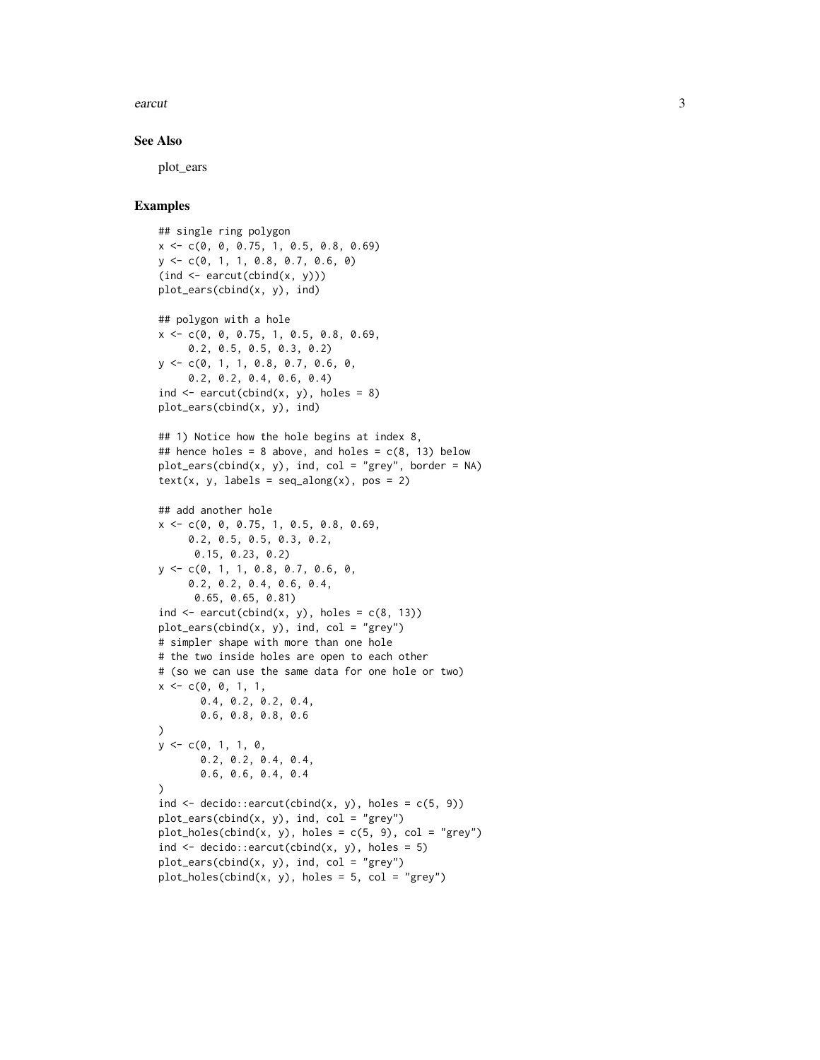## See Also

plot_ears

## Examples

```
## single ring polygon
x <- c(0, 0, 0.75, 1, 0.5, 0.8, 0.69)
y <- c(0, 1, 1, 0.8, 0.7, 0.6, 0)
(ind <- earcut(cbind(x, y)))
plot_ears(cbind(x, y), ind)

## polygon with a hole
x <- c(0, 0, 0.75, 1, 0.5, 0.8, 0.69,
     0.2, 0.5, 0.5, 0.3, 0.2)
y <- c(0, 1, 1, 0.8, 0.7, 0.6, 0,
     0.2, 0.2, 0.4, 0.6, 0.4)
ind <- earcut(cbind(x, y), holes = 8)
plot_ears(cbind(x, y), ind)

## 1) Notice how the hole begins at index 8,
## hence holes = 8 above, and holes = c(8, 13) below
plot_ears(cbind(x, y), ind, col = "grey", border = NA)
text(x, y, labels = seq_along(x), pos = 2)

## add another hole
x <- c(0, 0, 0.75, 1, 0.5, 0.8, 0.69,
     0.2, 0.5, 0.5, 0.3, 0.2,
      0.15, 0.23, 0.2)
y <- c(0, 1, 1, 0.8, 0.7, 0.6, 0,
     0.2, 0.2, 0.4, 0.6, 0.4,
      0.65, 0.65, 0.81)
ind <- earcut(cbind(x, y), holes = c(8, 13))
plot_ears(cbind(x, y), ind, col = "grey")
# simpler shape with more than one hole
# the two inside holes are open to each other
# (so we can use the same data for one hole or two)
x <- c(0, 0, 1, 1,
       0.4, 0.2, 0.2, 0.4,
       0.6, 0.8, 0.8, 0.6
)
y <- c(0, 1, 1, 0,
       0.2, 0.2, 0.4, 0.4,
       0.6, 0.6, 0.4, 0.4
)
ind <- decido::earcut(cbind(x, y), holes = c(5, 9))
plot_ears(cbind(x, y), ind, col = "grey")
plot_holes(cbind(x, y), holes = c(5, 9), col = "grey")
ind <- decido::earcut(cbind(x, y), holes = 5)
plot_ears(cbind(x, y), ind, col = "grey")
plot_holes(cbind(x, y), holes = 5, col = "grey")
```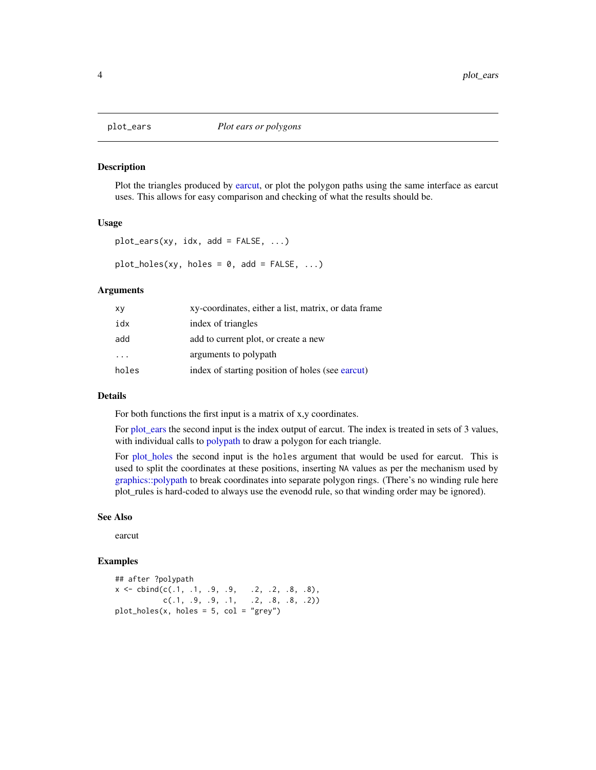# plot_ears — *Plot ears or polygons*

## Description

Plot the triangles produced by earcut, or plot the polygon paths using the same interface as earcut uses. This allows for easy comparison and checking of what the results should be.

## Usage

```
plot_ears(xy, idx, add = FALSE, ...)

plot_holes(xy, holes = 0, add = FALSE, ...)
```

## Arguments

| | |
|---|---|
| `xy` | xy-coordinates, either a list, matrix, or data frame |
| `idx` | index of triangles |
| `add` | add to current plot, or create a new |
| `...` | arguments to polypath |
| `holes` | index of starting position of holes (see earcut) |

## Details

For both functions the first input is a matrix of x,y coordinates.

For plot_ears the second input is the index output of earcut. The index is treated in sets of 3 values, with individual calls to polypath to draw a polygon for each triangle.

For plot_holes the second input is the `holes` argument that would be used for earcut. This is used to split the coordinates at these positions, inserting `NA` values as per the mechanism used by graphics::polypath to break coordinates into separate polygon rings. (There's no winding rule here plot_rules is hard-coded to always use the evenodd rule, so that winding order may be ignored).

## See Also

earcut

## Examples

```
## after ?polypath
x <- cbind(c(.1, .1, .9, .9,   .2, .2, .8, .8),
           c(.1, .9, .9, .1,   .2, .8, .8, .2))
plot_holes(x, holes = 5, col = "grey")
```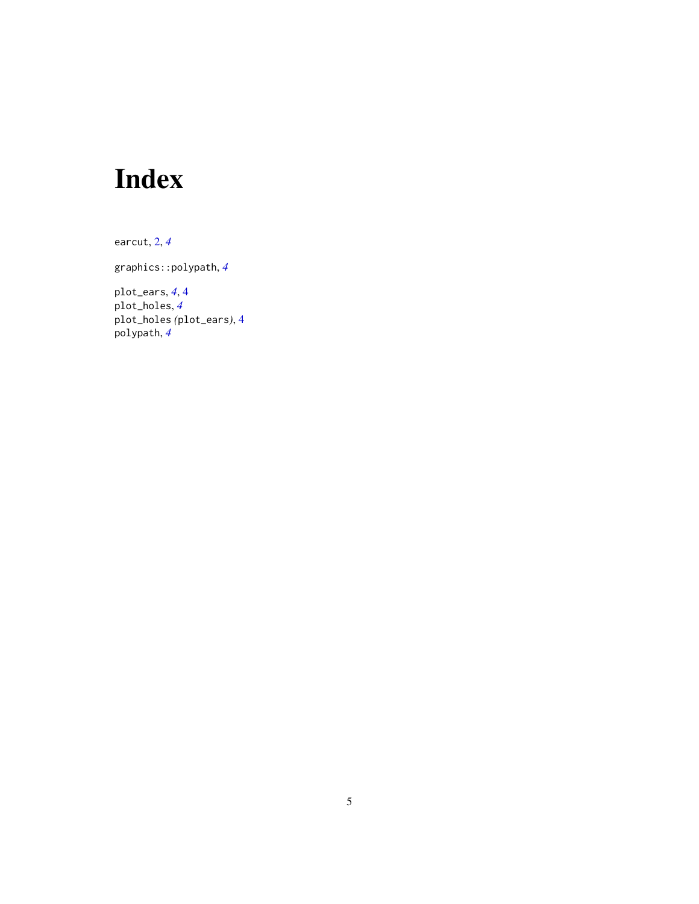# Index

earcut, 2, *4*

graphics::polypath, *4*

plot_ears, *4*, 4
plot_holes, *4*
plot_holes (plot_ears), 4
polypath, *4*